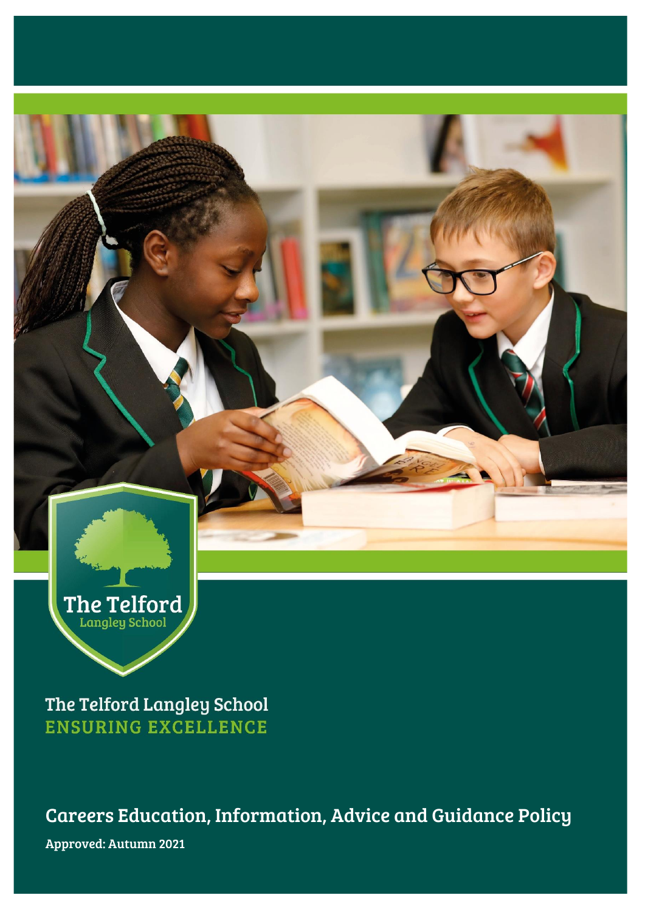The Telford
Langley School

The Telford Langley School
ENSURING EXCELLENCE

# Careers Education, Information, Advice and Guidance Policy

**Approved: Autumn 2021**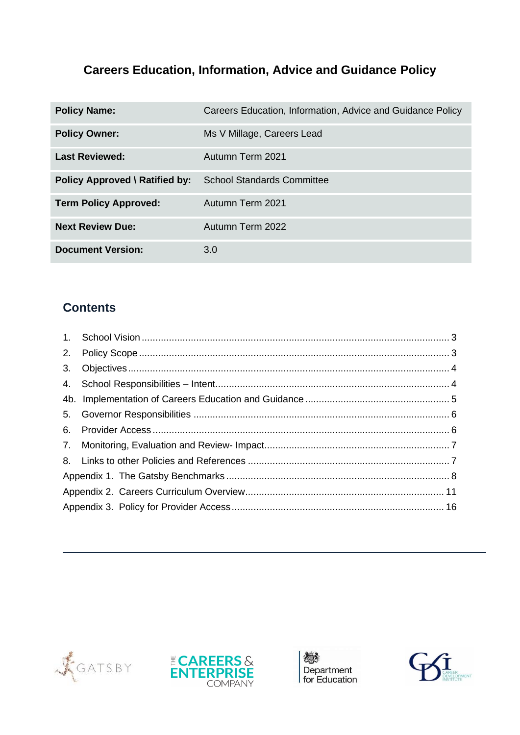# Careers Education, Information, Advice and Guidance Policy

| Policy Name: | Careers Education, Information, Advice and Guidance Policy |
|---|---|
| Policy Owner: | Ms V Millage, Careers Lead |
| Last Reviewed: | Autumn Term 2021 |
| Policy Approved \ Ratified by: | School Standards Committee |
| Term Policy Approved: | Autumn Term 2021 |
| Next Review Due: | Autumn Term 2022 |
| Document Version: | 3.0 |

## Contents

1. School Vision ........ 3
2. Policy Scope ........ 3
3. Objectives ........ 4
4. School Responsibilities – Intent ........ 4

4b. Implementation of Careers Education and Guidance ........ 5

5. Governor Responsibilities ........ 6
6. Provider Access ........ 6
7. Monitoring, Evaluation and Review- Impact ........ 7
8. Links to other Policies and References ........ 7

Appendix 1. The Gatsby Benchmarks ........ 8

Appendix 2. Careers Curriculum Overview ........ 11

Appendix 3. Policy for Provider Access ........ 16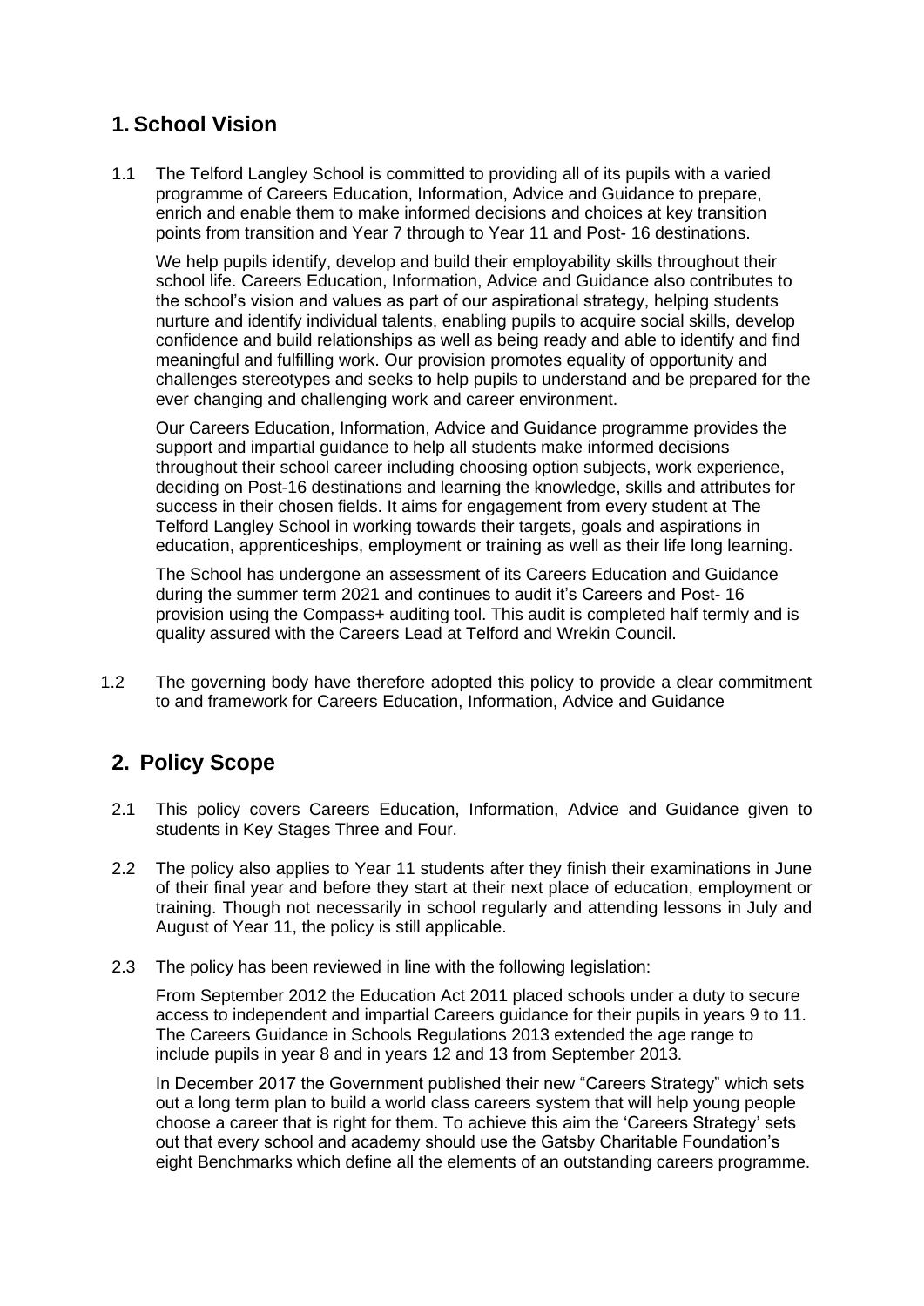## 1. School Vision

1.1 The Telford Langley School is committed to providing all of its pupils with a varied programme of Careers Education, Information, Advice and Guidance to prepare, enrich and enable them to make informed decisions and choices at key transition points from transition and Year 7 through to Year 11 and Post- 16 destinations.

We help pupils identify, develop and build their employability skills throughout their school life. Careers Education, Information, Advice and Guidance also contributes to the school's vision and values as part of our aspirational strategy, helping students nurture and identify individual talents, enabling pupils to acquire social skills, develop confidence and build relationships as well as being ready and able to identify and find meaningful and fulfilling work. Our provision promotes equality of opportunity and challenges stereotypes and seeks to help pupils to understand and be prepared for the ever changing and challenging work and career environment.

Our Careers Education, Information, Advice and Guidance programme provides the support and impartial guidance to help all students make informed decisions throughout their school career including choosing option subjects, work experience, deciding on Post-16 destinations and learning the knowledge, skills and attributes for success in their chosen fields. It aims for engagement from every student at The Telford Langley School in working towards their targets, goals and aspirations in education, apprenticeships, employment or training as well as their life long learning.

The School has undergone an assessment of its Careers Education and Guidance during the summer term 2021 and continues to audit it's Careers and Post- 16 provision using the Compass+ auditing tool. This audit is completed half termly and is quality assured with the Careers Lead at Telford and Wrekin Council.

1.2 The governing body have therefore adopted this policy to provide a clear commitment to and framework for Careers Education, Information, Advice and Guidance

## 2. Policy Scope

2.1 This policy covers Careers Education, Information, Advice and Guidance given to students in Key Stages Three and Four.

2.2 The policy also applies to Year 11 students after they finish their examinations in June of their final year and before they start at their next place of education, employment or training. Though not necessarily in school regularly and attending lessons in July and August of Year 11, the policy is still applicable.

2.3 The policy has been reviewed in line with the following legislation:

From September 2012 the Education Act 2011 placed schools under a duty to secure access to independent and impartial Careers guidance for their pupils in years 9 to 11. The Careers Guidance in Schools Regulations 2013 extended the age range to include pupils in year 8 and in years 12 and 13 from September 2013.

In December 2017 the Government published their new "Careers Strategy" which sets out a long term plan to build a world class careers system that will help young people choose a career that is right for them. To achieve this aim the 'Careers Strategy' sets out that every school and academy should use the Gatsby Charitable Foundation's eight Benchmarks which define all the elements of an outstanding careers programme.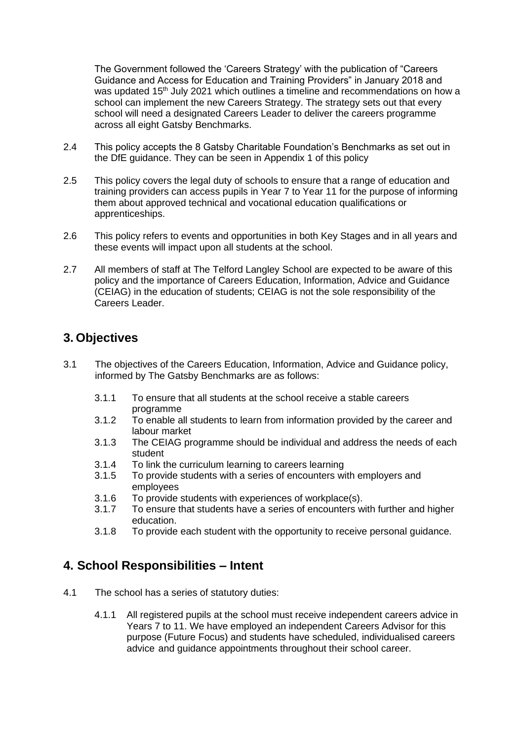The Government followed the 'Careers Strategy' with the publication of "Careers Guidance and Access for Education and Training Providers" in January 2018 and was updated 15th July 2021 which outlines a timeline and recommendations on how a school can implement the new Careers Strategy. The strategy sets out that every school will need a designated Careers Leader to deliver the careers programme across all eight Gatsby Benchmarks.

2.4 This policy accepts the 8 Gatsby Charitable Foundation's Benchmarks as set out in the DfE guidance. They can be seen in Appendix 1 of this policy

2.5 This policy covers the legal duty of schools to ensure that a range of education and training providers can access pupils in Year 7 to Year 11 for the purpose of informing them about approved technical and vocational education qualifications or apprenticeships.

2.6 This policy refers to events and opportunities in both Key Stages and in all years and these events will impact upon all students at the school.

2.7 All members of staff at The Telford Langley School are expected to be aware of this policy and the importance of Careers Education, Information, Advice and Guidance (CEIAG) in the education of students; CEIAG is not the sole responsibility of the Careers Leader.

## 3. Objectives

3.1 The objectives of the Careers Education, Information, Advice and Guidance policy, informed by The Gatsby Benchmarks are as follows:

- 3.1.1 To ensure that all students at the school receive a stable careers programme
- 3.1.2 To enable all students to learn from information provided by the career and labour market
- 3.1.3 The CEIAG programme should be individual and address the needs of each student
- 3.1.4 To link the curriculum learning to careers learning
- 3.1.5 To provide students with a series of encounters with employers and employees
- 3.1.6 To provide students with experiences of workplace(s).
- 3.1.7 To ensure that students have a series of encounters with further and higher education.
- 3.1.8 To provide each student with the opportunity to receive personal guidance.

## 4. School Responsibilities – Intent

4.1 The school has a series of statutory duties:

- 4.1.1 All registered pupils at the school must receive independent careers advice in Years 7 to 11. We have employed an independent Careers Advisor for this purpose (Future Focus) and students have scheduled, individualised careers advice and guidance appointments throughout their school career.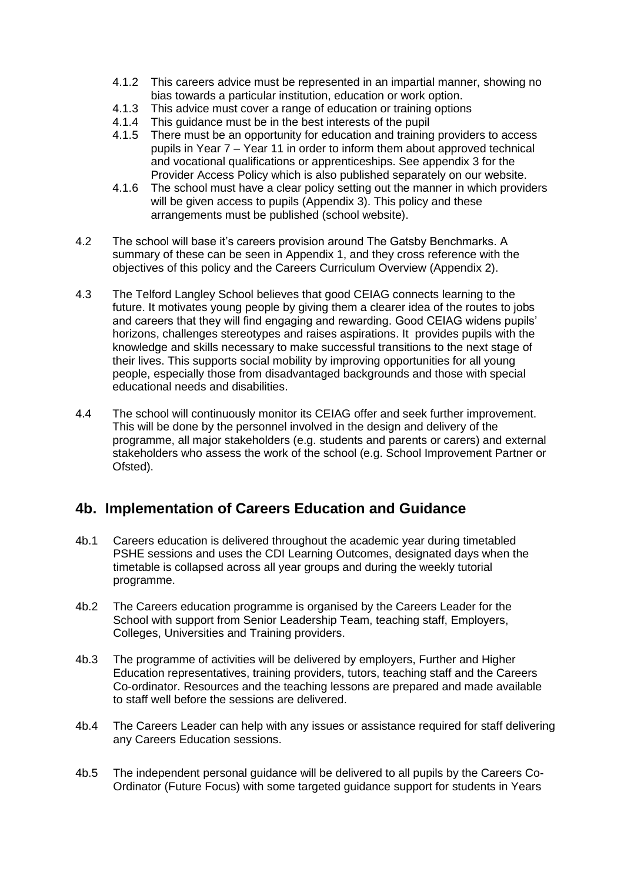4.1.2 This careers advice must be represented in an impartial manner, showing no bias towards a particular institution, education or work option.

4.1.3 This advice must cover a range of education or training options

4.1.4 This guidance must be in the best interests of the pupil

4.1.5 There must be an opportunity for education and training providers to access pupils in Year 7 – Year 11 in order to inform them about approved technical and vocational qualifications or apprenticeships. See appendix 3 for the Provider Access Policy which is also published separately on our website.

4.1.6 The school must have a clear policy setting out the manner in which providers will be given access to pupils (Appendix 3). This policy and these arrangements must be published (school website).

4.2 The school will base it's careers provision around The Gatsby Benchmarks. A summary of these can be seen in Appendix 1, and they cross reference with the objectives of this policy and the Careers Curriculum Overview (Appendix 2).

4.3 The Telford Langley School believes that good CEIAG connects learning to the future. It motivates young people by giving them a clearer idea of the routes to jobs and careers that they will find engaging and rewarding. Good CEIAG widens pupils' horizons, challenges stereotypes and raises aspirations. It provides pupils with the knowledge and skills necessary to make successful transitions to the next stage of their lives. This supports social mobility by improving opportunities for all young people, especially those from disadvantaged backgrounds and those with special educational needs and disabilities.

4.4 The school will continuously monitor its CEIAG offer and seek further improvement. This will be done by the personnel involved in the design and delivery of the programme, all major stakeholders (e.g. students and parents or carers) and external stakeholders who assess the work of the school (e.g. School Improvement Partner or Ofsted).

## 4b. Implementation of Careers Education and Guidance

4b.1 Careers education is delivered throughout the academic year during timetabled PSHE sessions and uses the CDI Learning Outcomes, designated days when the timetable is collapsed across all year groups and during the weekly tutorial programme.

4b.2 The Careers education programme is organised by the Careers Leader for the School with support from Senior Leadership Team, teaching staff, Employers, Colleges, Universities and Training providers.

4b.3 The programme of activities will be delivered by employers, Further and Higher Education representatives, training providers, tutors, teaching staff and the Careers Co-ordinator. Resources and the teaching lessons are prepared and made available to staff well before the sessions are delivered.

4b.4 The Careers Leader can help with any issues or assistance required for staff delivering any Careers Education sessions.

4b.5 The independent personal guidance will be delivered to all pupils by the Careers Co-Ordinator (Future Focus) with some targeted guidance support for students in Years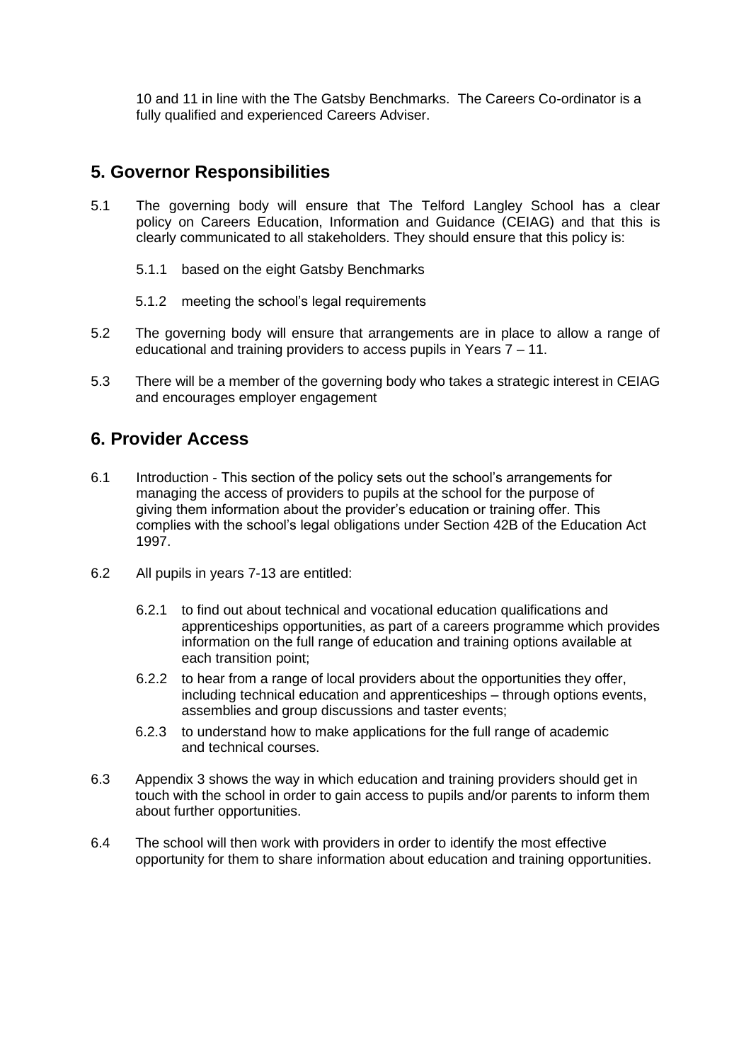10 and 11 in line with the The Gatsby Benchmarks. The Careers Co-ordinator is a fully qualified and experienced Careers Adviser.

## 5. Governor Responsibilities

5.1 The governing body will ensure that The Telford Langley School has a clear policy on Careers Education, Information and Guidance (CEIAG) and that this is clearly communicated to all stakeholders. They should ensure that this policy is:

- 5.1.1 based on the eight Gatsby Benchmarks
- 5.1.2 meeting the school's legal requirements

5.2 The governing body will ensure that arrangements are in place to allow a range of educational and training providers to access pupils in Years 7 – 11.

5.3 There will be a member of the governing body who takes a strategic interest in CEIAG and encourages employer engagement

## 6. Provider Access

6.1 Introduction - This section of the policy sets out the school's arrangements for managing the access of providers to pupils at the school for the purpose of giving them information about the provider's education or training offer. This complies with the school's legal obligations under Section 42B of the Education Act 1997.

6.2 All pupils in years 7-13 are entitled:

- 6.2.1 to find out about technical and vocational education qualifications and apprenticeships opportunities, as part of a careers programme which provides information on the full range of education and training options available at each transition point;
- 6.2.2 to hear from a range of local providers about the opportunities they offer, including technical education and apprenticeships – through options events, assemblies and group discussions and taster events;
- 6.2.3 to understand how to make applications for the full range of academic and technical courses.

6.3 Appendix 3 shows the way in which education and training providers should get in touch with the school in order to gain access to pupils and/or parents to inform them about further opportunities.

6.4 The school will then work with providers in order to identify the most effective opportunity for them to share information about education and training opportunities.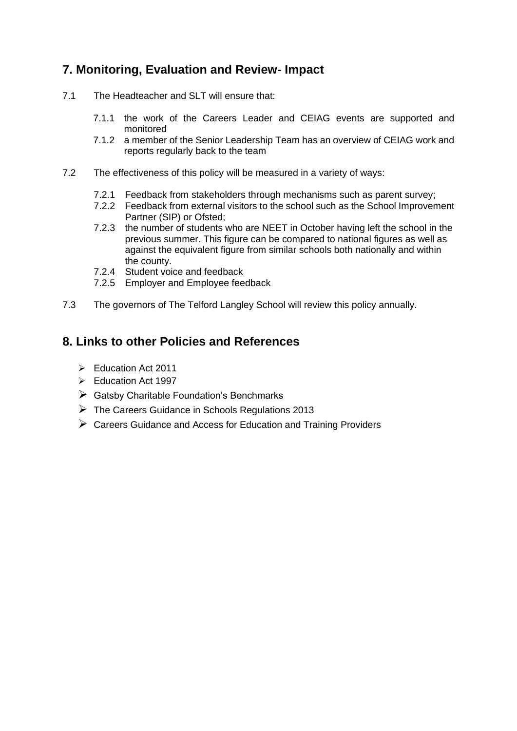## 7. Monitoring, Evaluation and Review- Impact

7.1 The Headteacher and SLT will ensure that:

- 7.1.1 the work of the Careers Leader and CEIAG events are supported and monitored
- 7.1.2 a member of the Senior Leadership Team has an overview of CEIAG work and reports regularly back to the team

7.2 The effectiveness of this policy will be measured in a variety of ways:

- 7.2.1 Feedback from stakeholders through mechanisms such as parent survey;
- 7.2.2 Feedback from external visitors to the school such as the School Improvement Partner (SIP) or Ofsted;
- 7.2.3 the number of students who are NEET in October having left the school in the previous summer. This figure can be compared to national figures as well as against the equivalent figure from similar schools both nationally and within the county.
- 7.2.4 Student voice and feedback
- 7.2.5 Employer and Employee feedback

7.3 The governors of The Telford Langley School will review this policy annually.

## 8. Links to other Policies and References

- Education Act 2011
- Education Act 1997
- Gatsby Charitable Foundation's Benchmarks
- The Careers Guidance in Schools Regulations 2013
- Careers Guidance and Access for Education and Training Providers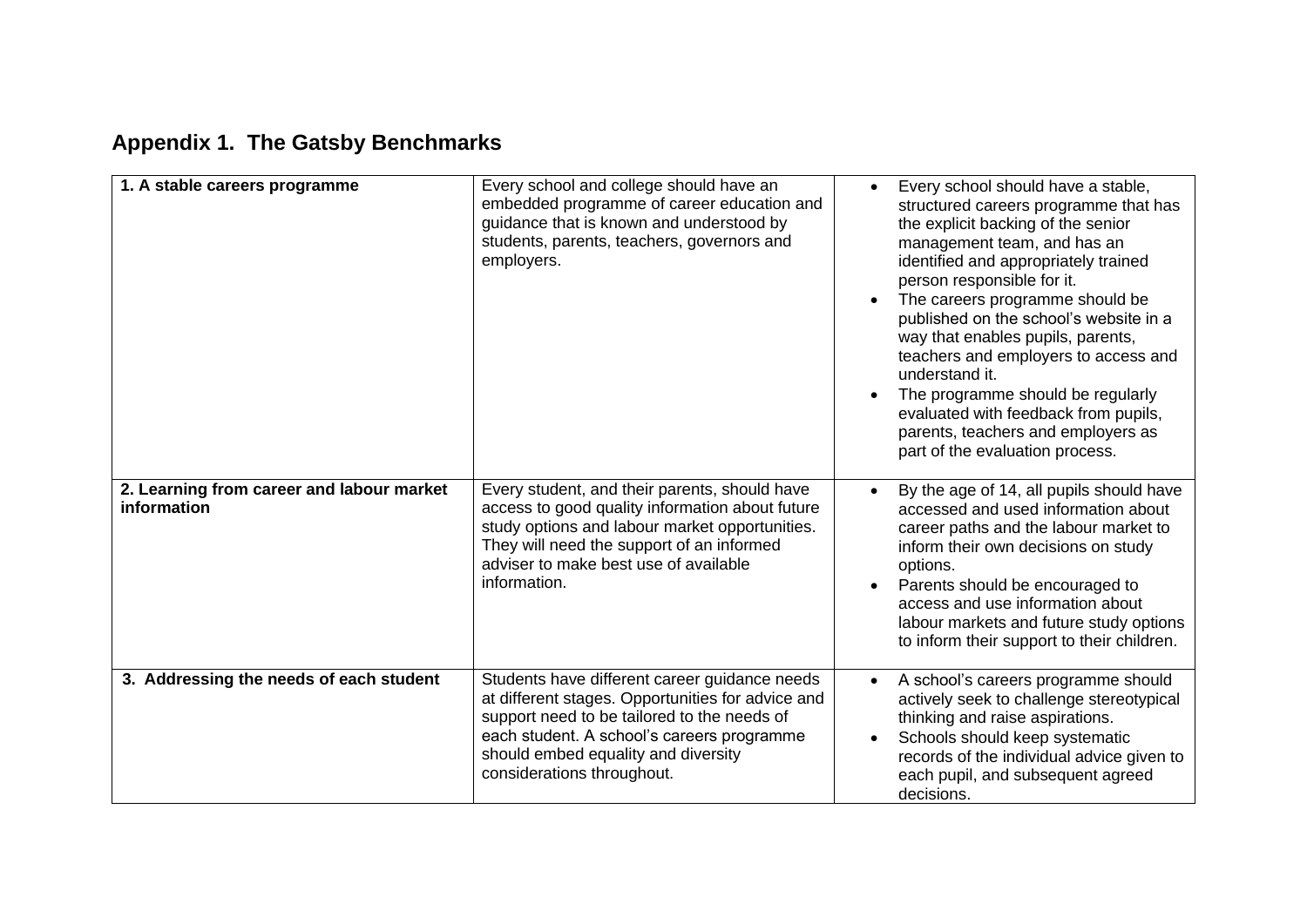## Appendix 1.  The Gatsby Benchmarks

| | | |
|---|---|---|
| **1. A stable careers programme** | Every school and college should have an embedded programme of career education and guidance that is known and understood by students, parents, teachers, governors and employers. | • Every school should have a stable, structured careers programme that has the explicit backing of the senior management team, and has an identified and appropriately trained person responsible for it.<br>• The careers programme should be published on the school's website in a way that enables pupils, parents, teachers and employers to access and understand it.<br>• The programme should be regularly evaluated with feedback from pupils, parents, teachers and employers as part of the evaluation process. |
| **2. Learning from career and labour market information** | Every student, and their parents, should have access to good quality information about future study options and labour market opportunities. They will need the support of an informed adviser to make best use of available information. | • By the age of 14, all pupils should have accessed and used information about career paths and the labour market to inform their own decisions on study options.<br>• Parents should be encouraged to access and use information about labour markets and future study options to inform their support to their children. |
| **3. Addressing the needs of each student** | Students have different career guidance needs at different stages. Opportunities for advice and support need to be tailored to the needs of each student. A school's careers programme should embed equality and diversity considerations throughout. | • A school's careers programme should actively seek to challenge stereotypical thinking and raise aspirations.<br>• Schools should keep systematic records of the individual advice given to each pupil, and subsequent agreed decisions. |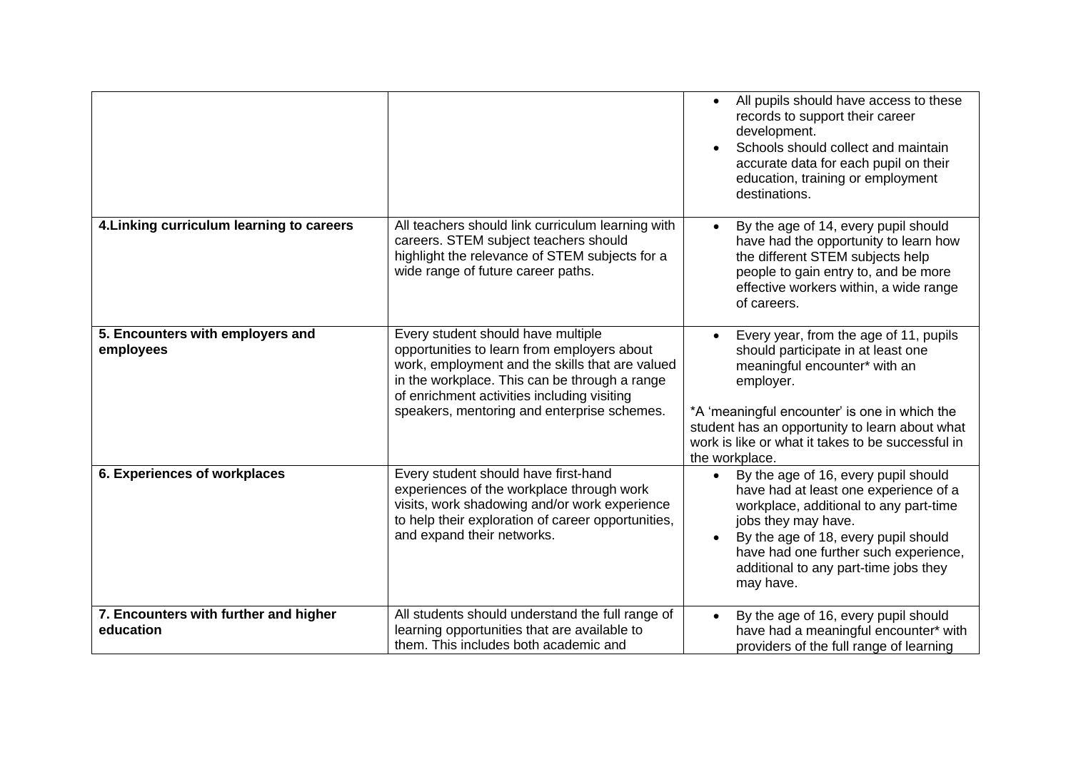| | | |
|---|---|---|
| | | • All pupils should have access to these records to support their career development.<br>• Schools should collect and maintain accurate data for each pupil on their education, training or employment destinations. |
| **4.Linking curriculum learning to careers** | All teachers should link curriculum learning with careers. STEM subject teachers should highlight the relevance of STEM subjects for a wide range of future career paths. | • By the age of 14, every pupil should have had the opportunity to learn how the different STEM subjects help people to gain entry to, and be more effective workers within, a wide range of careers. |
| **5. Encounters with employers and employees** | Every student should have multiple opportunities to learn from employers about work, employment and the skills that are valued in the workplace. This can be through a range of enrichment activities including visiting speakers, mentoring and enterprise schemes. | • Every year, from the age of 11, pupils should participate in at least one meaningful encounter* with an employer.<br><br>*A 'meaningful encounter' is one in which the student has an opportunity to learn about what work is like or what it takes to be successful in the workplace. |
| **6. Experiences of workplaces** | Every student should have first-hand experiences of the workplace through work visits, work shadowing and/or work experience to help their exploration of career opportunities, and expand their networks. | • By the age of 16, every pupil should have had at least one experience of a workplace, additional to any part-time jobs they may have.<br>• By the age of 18, every pupil should have had one further such experience, additional to any part-time jobs they may have. |
| **7. Encounters with further and higher education** | All students should understand the full range of learning opportunities that are available to them. This includes both academic and | • By the age of 16, every pupil should have had a meaningful encounter* with providers of the full range of learning |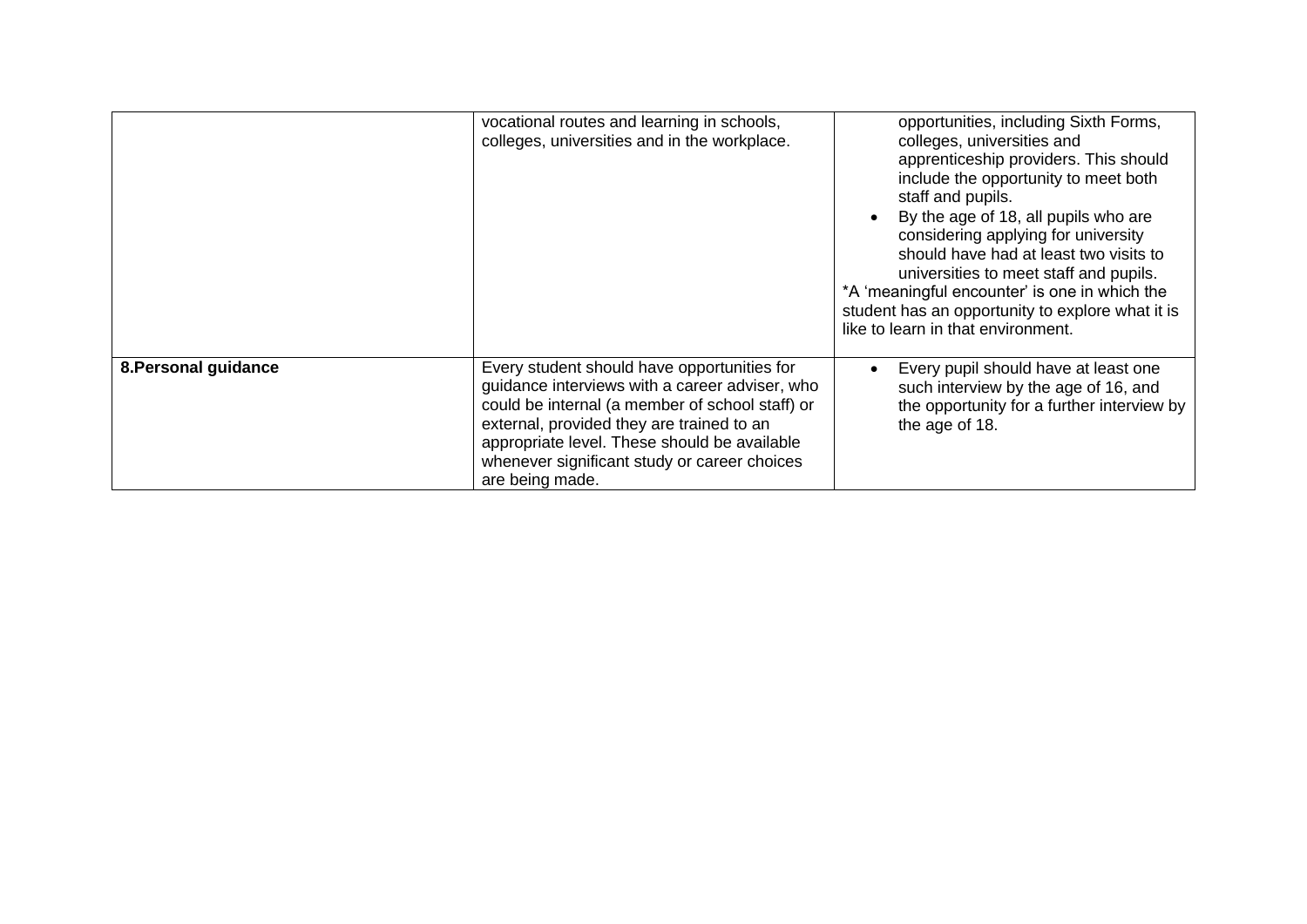| | | |
|---|---|---|
| | vocational routes and learning in schools, colleges, universities and in the workplace. | opportunities, including Sixth Forms, colleges, universities and apprenticeship providers. This should include the opportunity to meet both staff and pupils.<br>• By the age of 18, all pupils who are considering applying for university should have had at least two visits to universities to meet staff and pupils.<br>*A 'meaningful encounter' is one in which the student has an opportunity to explore what it is like to learn in that environment. |
| **8.Personal guidance** | Every student should have opportunities for guidance interviews with a career adviser, who could be internal (a member of school staff) or external, provided they are trained to an appropriate level. These should be available whenever significant study or career choices are being made. | • Every pupil should have at least one such interview by the age of 16, and the opportunity for a further interview by the age of 18. |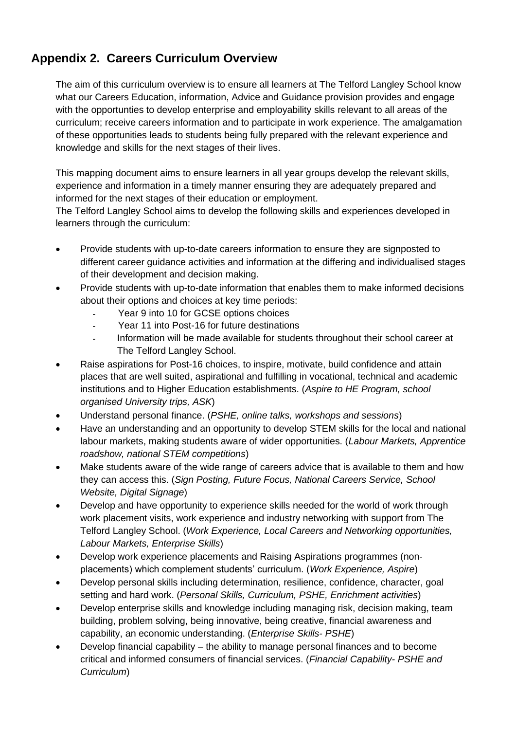## Appendix 2. Careers Curriculum Overview

The aim of this curriculum overview is to ensure all learners at The Telford Langley School know what our Careers Education, information, Advice and Guidance provision provides and engage with the opportunties to develop enterprise and employability skills relevant to all areas of the curriculum; receive careers information and to participate in work experience. The amalgamation of these opportunities leads to students being fully prepared with the relevant experience and knowledge and skills for the next stages of their lives.

This mapping document aims to ensure learners in all year groups develop the relevant skills, experience and information in a timely manner ensuring they are adequately prepared and informed for the next stages of their education or employment.
The Telford Langley School aims to develop the following skills and experiences developed in learners through the curriculum:

- Provide students with up-to-date careers information to ensure they are signposted to different career guidance activities and information at the differing and individualised stages of their development and decision making.
- Provide students with up-to-date information that enables them to make informed decisions about their options and choices at key time periods:
    - Year 9 into 10 for GCSE options choices
    - Year 11 into Post-16 for future destinations
    - Information will be made available for students throughout their school career at The Telford Langley School.
- Raise aspirations for Post-16 choices, to inspire, motivate, build confidence and attain places that are well suited, aspirational and fulfilling in vocational, technical and academic institutions and to Higher Education establishments. (*Aspire to HE Program, school organised University trips, ASK*)
- Understand personal finance. (*PSHE, online talks, workshops and sessions*)
- Have an understanding and an opportunity to develop STEM skills for the local and national labour markets, making students aware of wider opportunities. (*Labour Markets, Apprentice roadshow, national STEM competitions*)
- Make students aware of the wide range of careers advice that is available to them and how they can access this. (*Sign Posting, Future Focus, National Careers Service, School Website, Digital Signage*)
- Develop and have opportunity to experience skills needed for the world of work through work placement visits, work experience and industry networking with support from The Telford Langley School. (*Work Experience, Local Careers and Networking opportunities, Labour Markets, Enterprise Skills*)
- Develop work experience placements and Raising Aspirations programmes (non-placements) which complement students' curriculum. (*Work Experience, Aspire*)
- Develop personal skills including determination, resilience, confidence, character, goal setting and hard work. (*Personal Skills, Curriculum, PSHE, Enrichment activities*)
- Develop enterprise skills and knowledge including managing risk, decision making, team building, problem solving, being innovative, being creative, financial awareness and capability, an economic understanding. (*Enterprise Skills- PSHE*)
- Develop financial capability – the ability to manage personal finances and to become critical and informed consumers of financial services. (*Financial Capability- PSHE and Curriculum*)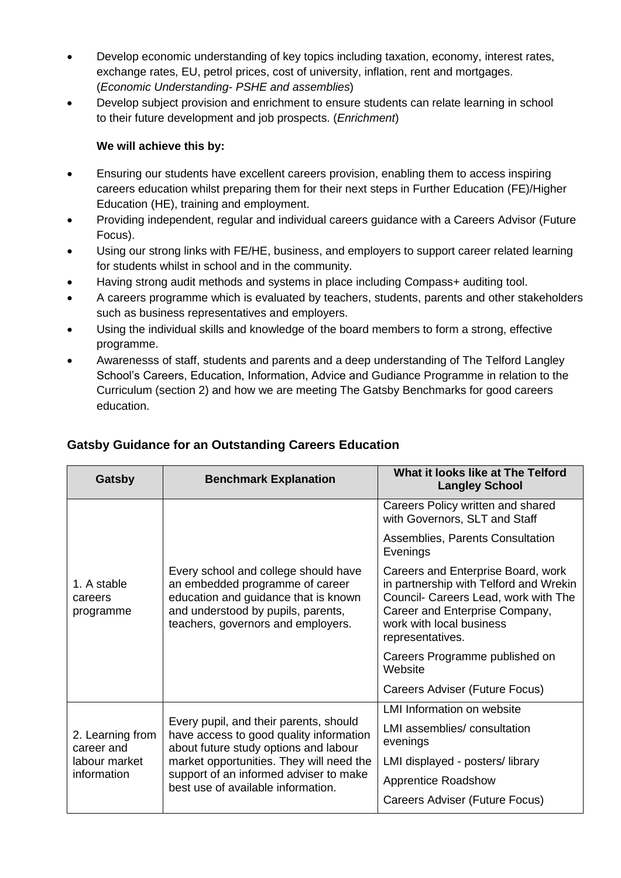- Develop economic understanding of key topics including taxation, economy, interest rates, exchange rates, EU, petrol prices, cost of university, inflation, rent and mortgages. (*Economic Understanding- PSHE and assemblies*)
- Develop subject provision and enrichment to ensure students can relate learning in school to their future development and job prospects. (*Enrichment*)

**We will achieve this by:**

- Ensuring our students have excellent careers provision, enabling them to access inspiring careers education whilst preparing them for their next steps in Further Education (FE)/Higher Education (HE), training and employment.
- Providing independent, regular and individual careers guidance with a Careers Advisor (Future Focus).
- Using our strong links with FE/HE, business, and employers to support career related learning for students whilst in school and in the community.
- Having strong audit methods and systems in place including Compass+ auditing tool.
- A careers programme which is evaluated by teachers, students, parents and other stakeholders such as business representatives and employers.
- Using the individual skills and knowledge of the board members to form a strong, effective programme.
- Awarenesss of staff, students and parents and a deep understanding of The Telford Langley School's Careers, Education, Information, Advice and Gudiance Programme in relation to the Curriculum (section 2) and how we are meeting The Gatsby Benchmarks for good careers education.

## Gatsby Guidance for an Outstanding Careers Education

| Gatsby | Benchmark Explanation | What it looks like at The Telford Langley School |
|---|---|---|
| 1. A stable careers programme | Every school and college should have an embedded programme of career education and guidance that is known and understood by pupils, parents, teachers, governors and employers. | Careers Policy written and shared with Governors, SLT and Staff |
| | | Assemblies, Parents Consultation Evenings |
| | | Careers and Enterprise Board, work in partnership with Telford and Wrekin Council- Careers Lead, work with The Career and Enterprise Company, work with local business representatives. |
| | | Careers Programme published on Website |
| | | Careers Adviser (Future Focus) |
| 2. Learning from career and labour market information | Every pupil, and their parents, should have access to good quality information about future study options and labour market opportunities. They will need the support of an informed adviser to make best use of available information. | LMI Information on website |
| | | LMI assemblies/ consultation evenings |
| | | LMI displayed - posters/ library |
| | | Apprentice Roadshow |
| | | Careers Adviser (Future Focus) |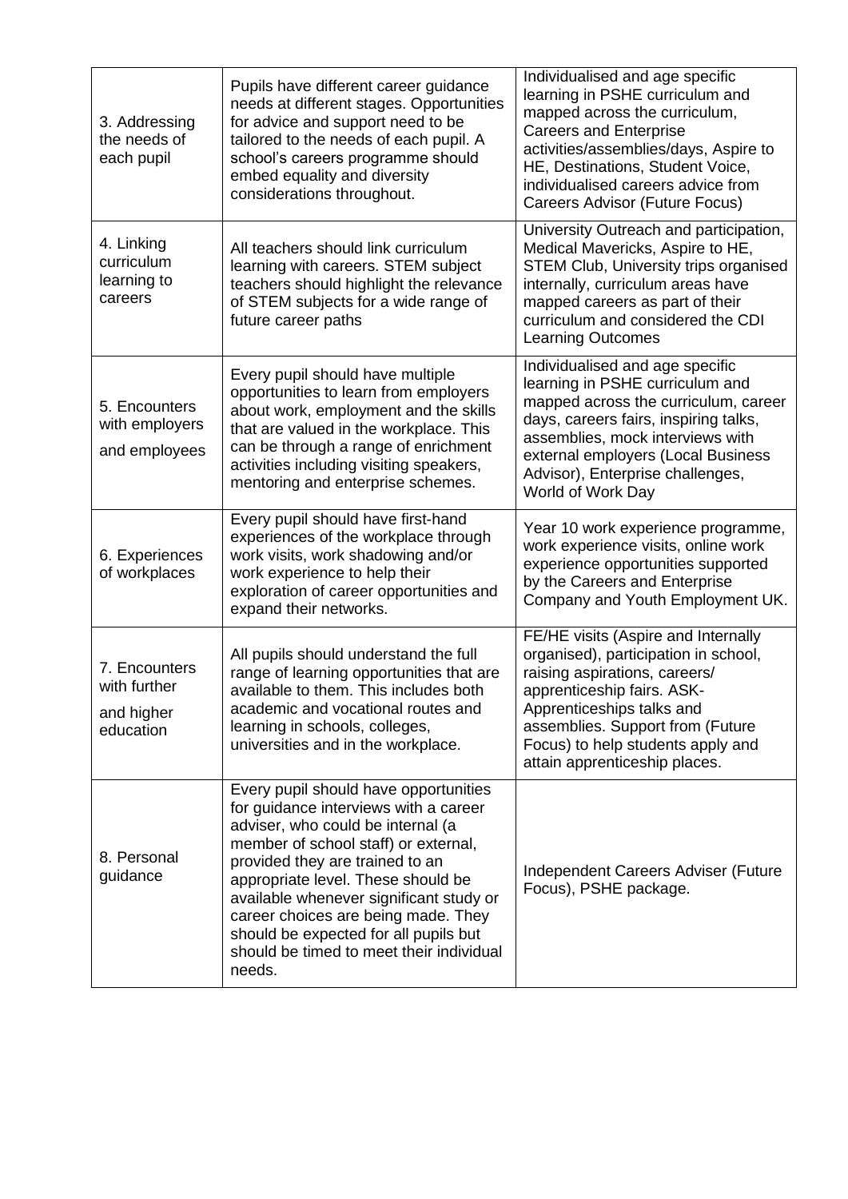| | | |
|---|---|---|
| 3. Addressing the needs of each pupil | Pupils have different career guidance needs at different stages. Opportunities for advice and support need to be tailored to the needs of each pupil. A school's careers programme should embed equality and diversity considerations throughout. | Individualised and age specific learning in PSHE curriculum and mapped across the curriculum, Careers and Enterprise activities/assemblies/days, Aspire to HE, Destinations, Student Voice, individualised careers advice from Careers Advisor (Future Focus) |
| 4. Linking curriculum learning to careers | All teachers should link curriculum learning with careers. STEM subject teachers should highlight the relevance of STEM subjects for a wide range of future career paths | University Outreach and participation, Medical Mavericks, Aspire to HE, STEM Club, University trips organised internally, curriculum areas have mapped careers as part of their curriculum and considered the CDI Learning Outcomes |
| 5. Encounters with employers and employees | Every pupil should have multiple opportunities to learn from employers about work, employment and the skills that are valued in the workplace. This can be through a range of enrichment activities including visiting speakers, mentoring and enterprise schemes. | Individualised and age specific learning in PSHE curriculum and mapped across the curriculum, career days, careers fairs, inspiring talks, assemblies, mock interviews with external employers (Local Business Advisor), Enterprise challenges, World of Work Day |
| 6. Experiences of workplaces | Every pupil should have first-hand experiences of the workplace through work visits, work shadowing and/or work experience to help their exploration of career opportunities and expand their networks. | Year 10 work experience programme, work experience visits, online work experience opportunities supported by the Careers and Enterprise Company and Youth Employment UK. |
| 7. Encounters with further and higher education | All pupils should understand the full range of learning opportunities that are available to them. This includes both academic and vocational routes and learning in schools, colleges, universities and in the workplace. | FE/HE visits (Aspire and Internally organised), participation in school, raising aspirations, careers/ apprenticeship fairs. ASK-Apprenticeships talks and assemblies. Support from (Future Focus) to help students apply and attain apprenticeship places. |
| 8. Personal guidance | Every pupil should have opportunities for guidance interviews with a career adviser, who could be internal (a member of school staff) or external, provided they are trained to an appropriate level. These should be available whenever significant study or career choices are being made. They should be expected for all pupils but should be timed to meet their individual needs. | Independent Careers Adviser (Future Focus), PSHE package. |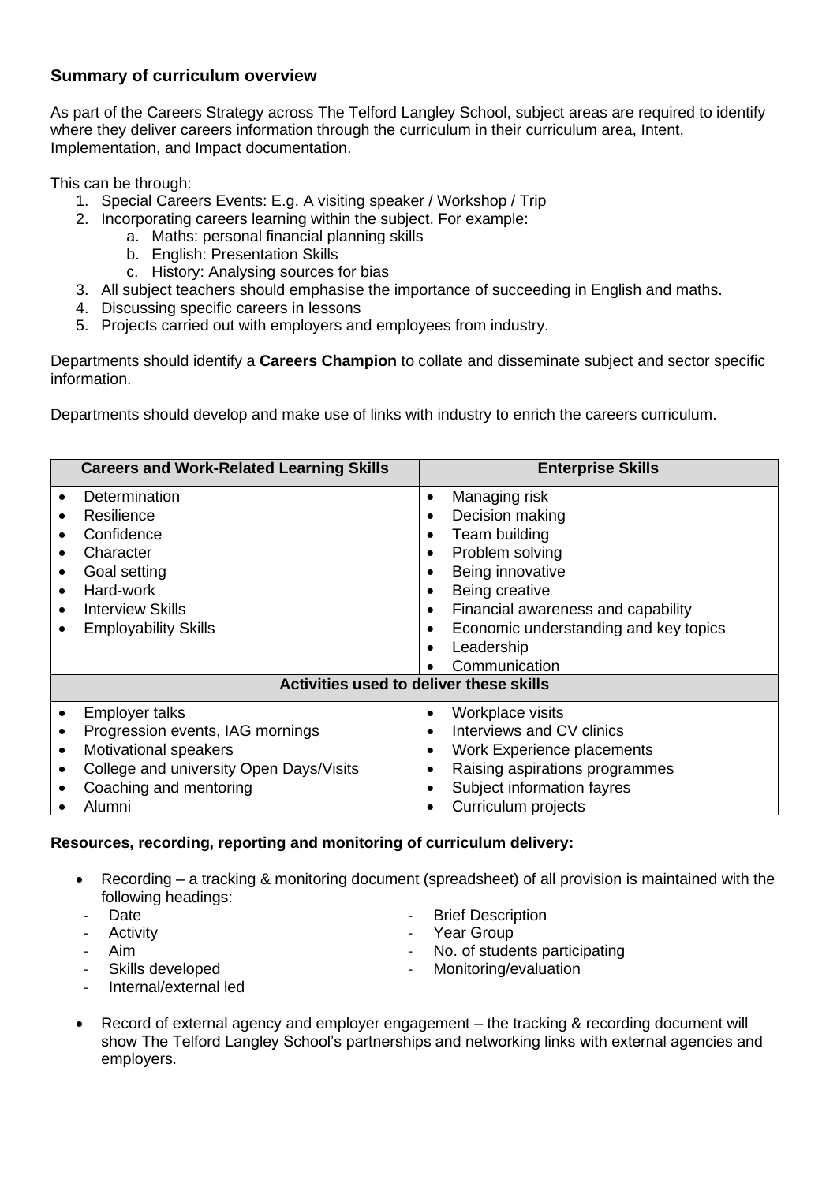### Summary of curriculum overview

As part of the Careers Strategy across The Telford Langley School, subject areas are required to identify where they deliver careers information through the curriculum in their curriculum area, Intent, Implementation, and Impact documentation.

This can be through:

1. Special Careers Events: E.g. A visiting speaker / Workshop / Trip
2. Incorporating careers learning within the subject. For example:
    a. Maths: personal financial planning skills
    b. English: Presentation Skills
    c. History: Analysing sources for bias
3. All subject teachers should emphasise the importance of succeeding in English and maths.
4. Discussing specific careers in lessons
5. Projects carried out with employers and employees from industry.

Departments should identify a **Careers Champion** to collate and disseminate subject and sector specific information.

Departments should develop and make use of links with industry to enrich the careers curriculum.

| Careers and Work-Related Learning Skills | Enterprise Skills |
|---|---|
| • Determination<br>• Resilience<br>• Confidence<br>• Character<br>• Goal setting<br>• Hard-work<br>• Interview Skills<br>• Employability Skills | • Managing risk<br>• Decision making<br>• Team building<br>• Problem solving<br>• Being innovative<br>• Being creative<br>• Financial awareness and capability<br>• Economic understanding and key topics<br>• Leadership<br>• Communication |
| **Activities used to deliver these skills** | |
| • Employer talks<br>• Progression events, IAG mornings<br>• Motivational speakers<br>• College and university Open Days/Visits<br>• Coaching and mentoring<br>• Alumni | • Workplace visits<br>• Interviews and CV clinics<br>• Work Experience placements<br>• Raising aspirations programmes<br>• Subject information fayres<br>• Curriculum projects |

**Resources, recording, reporting and monitoring of curriculum delivery:**

- Recording – a tracking & monitoring document (spreadsheet) of all provision is maintained with the following headings:
    - Date
    - Activity
    - Aim
    - Skills developed
    - Internal/external led
    - Brief Description
    - Year Group
    - No. of students participating
    - Monitoring/evaluation
- Record of external agency and employer engagement – the tracking & recording document will show The Telford Langley School's partnerships and networking links with external agencies and employers.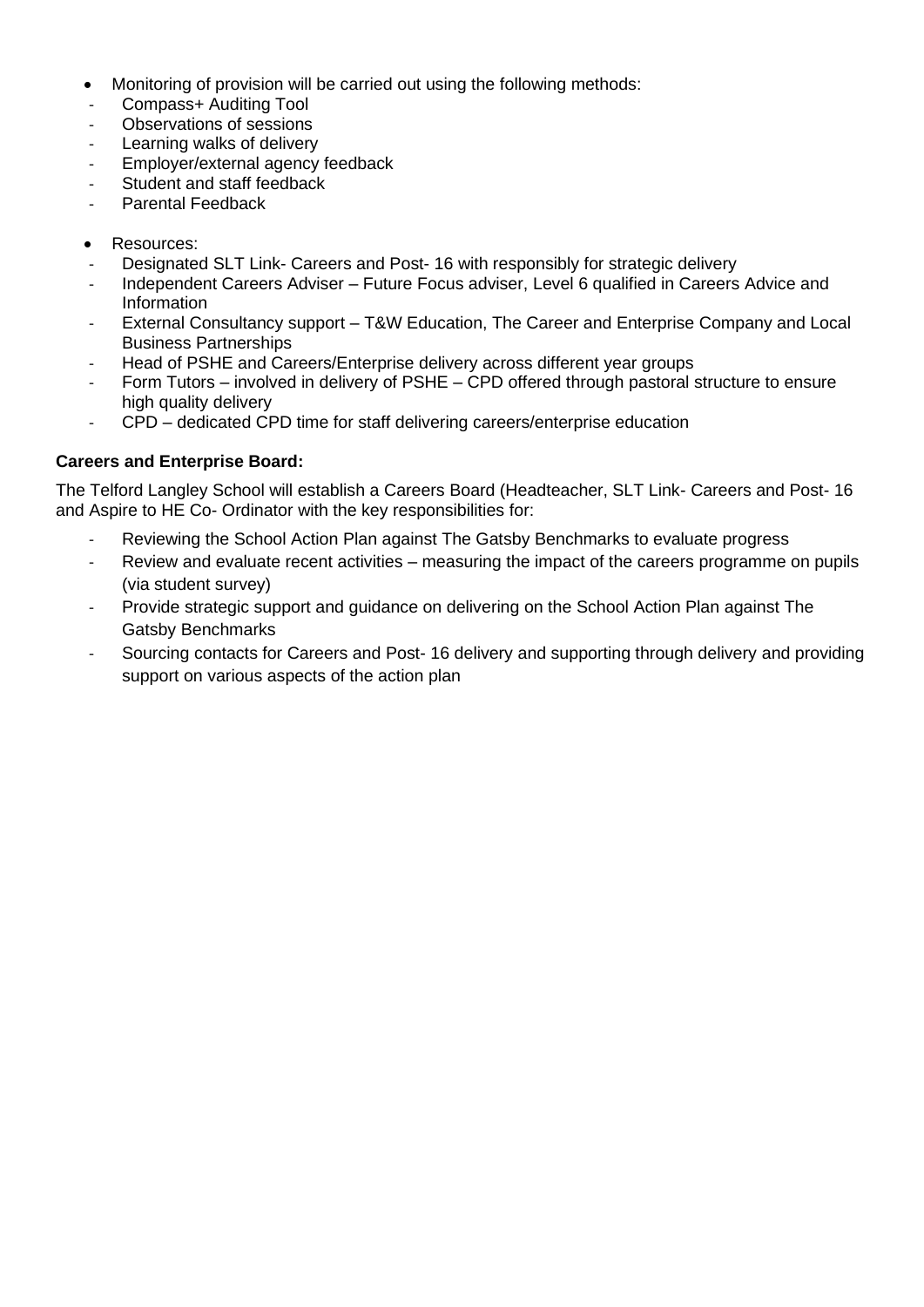- Monitoring of provision will be carried out using the following methods:
  - Compass+ Auditing Tool
  - Observations of sessions
  - Learning walks of delivery
  - Employer/external agency feedback
  - Student and staff feedback
  - Parental Feedback

- Resources:
  - Designated SLT Link- Careers and Post- 16 with responsibly for strategic delivery
  - Independent Careers Adviser – Future Focus adviser, Level 6 qualified in Careers Advice and Information
  - External Consultancy support – T&W Education, The Career and Enterprise Company and Local Business Partnerships
  - Head of PSHE and Careers/Enterprise delivery across different year groups
  - Form Tutors – involved in delivery of PSHE – CPD offered through pastoral structure to ensure high quality delivery
  - CPD – dedicated CPD time for staff delivering careers/enterprise education

**Careers and Enterprise Board:**

The Telford Langley School will establish a Careers Board (Headteacher, SLT Link- Careers and Post- 16 and Aspire to HE Co- Ordinator with the key responsibilities for:

- Reviewing the School Action Plan against The Gatsby Benchmarks to evaluate progress
- Review and evaluate recent activities – measuring the impact of the careers programme on pupils (via student survey)
- Provide strategic support and guidance on delivering on the School Action Plan against The Gatsby Benchmarks
- Sourcing contacts for Careers and Post- 16 delivery and supporting through delivery and providing support on various aspects of the action plan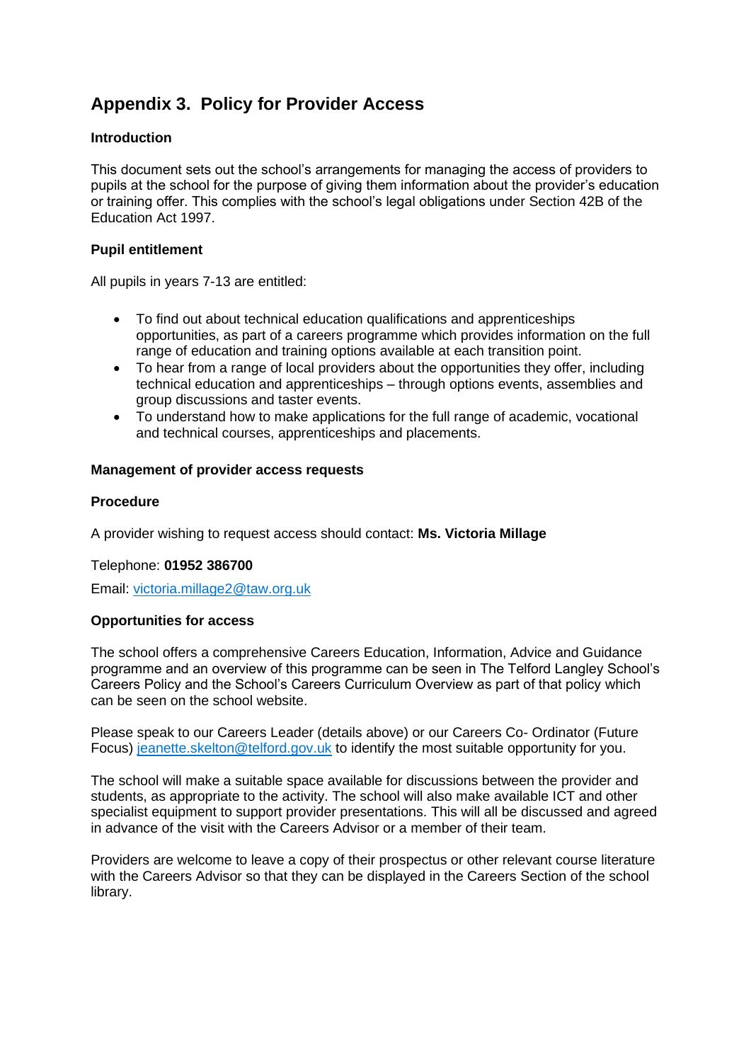## Appendix 3. Policy for Provider Access

### Introduction

This document sets out the school's arrangements for managing the access of providers to pupils at the school for the purpose of giving them information about the provider's education or training offer. This complies with the school's legal obligations under Section 42B of the Education Act 1997.

### Pupil entitlement

All pupils in years 7-13 are entitled:

- To find out about technical education qualifications and apprenticeships opportunities, as part of a careers programme which provides information on the full range of education and training options available at each transition point.
- To hear from a range of local providers about the opportunities they offer, including technical education and apprenticeships – through options events, assemblies and group discussions and taster events.
- To understand how to make applications for the full range of academic, vocational and technical courses, apprenticeships and placements.

### Management of provider access requests

### Procedure

A provider wishing to request access should contact: **Ms. Victoria Millage**

Telephone: **01952 386700**

Email: victoria.millage2@taw.org.uk

### Opportunities for access

The school offers a comprehensive Careers Education, Information, Advice and Guidance programme and an overview of this programme can be seen in The Telford Langley School's Careers Policy and the School's Careers Curriculum Overview as part of that policy which can be seen on the school website.

Please speak to our Careers Leader (details above) or our Careers Co- Ordinator (Future Focus) jeanette.skelton@telford.gov.uk to identify the most suitable opportunity for you.

The school will make a suitable space available for discussions between the provider and students, as appropriate to the activity. The school will also make available ICT and other specialist equipment to support provider presentations. This will all be discussed and agreed in advance of the visit with the Careers Advisor or a member of their team.

Providers are welcome to leave a copy of their prospectus or other relevant course literature with the Careers Advisor so that they can be displayed in the Careers Section of the school library.